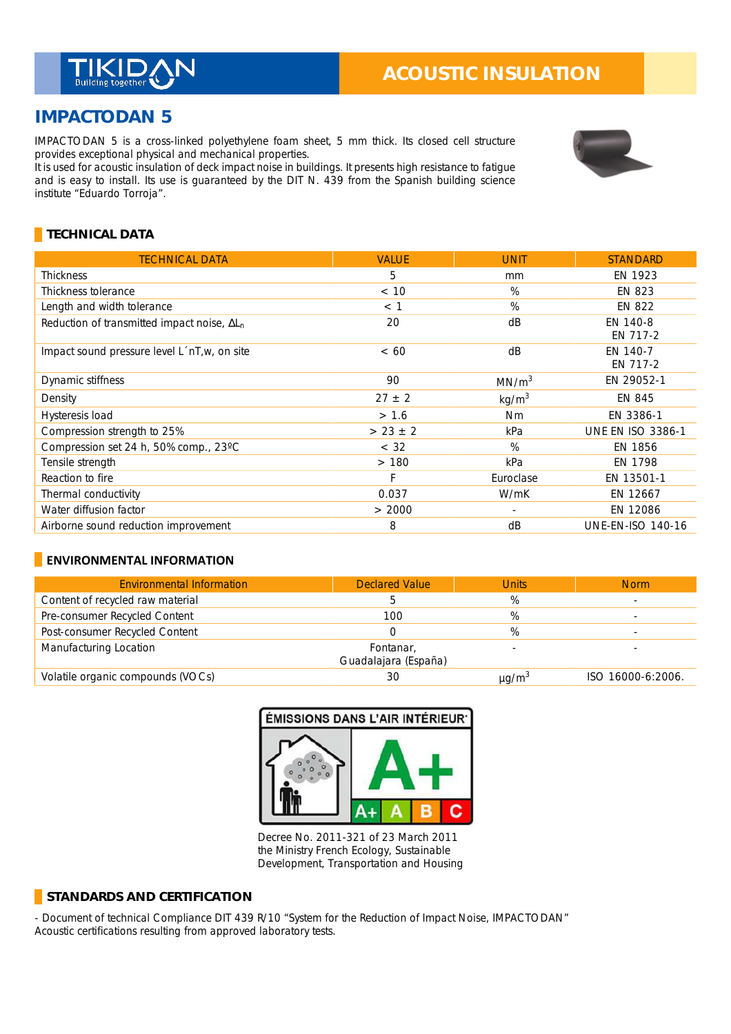TIKIDAN
Building together

ACOUSTIC INSULATION

# IMPACTODAN 5

IMPACTODAN 5 is a cross-linked polyethylene foam sheet, 5 mm thick. Its closed cell structure provides exceptional physical and mechanical properties.
It is used for acoustic insulation of deck impact noise in buildings. It presents high resistance to fatigue and is easy to install. Its use is guaranteed by the DIT N. 439 from the Spanish building science institute "Eduardo Torroja".

## TECHNICAL DATA

| TECHNICAL DATA | VALUE | UNIT | STANDARD |
|---|---|---|---|
| Thickness | 5 | mm | EN 1923 |
| Thickness tolerance | < 10 | % | EN 823 |
| Length and width tolerance | < 1 | % | EN 822 |
| Reduction of transmitted impact noise, $\Delta L_n$ | 20 | dB | EN 140-8 EN 717-2 |
| Impact sound pressure level L´nT,w, on site | < 60 | dB | EN 140-7 EN 717-2 |
| Dynamic stiffness | 90 | $MN/m^3$ | EN 29052-1 |
| Density | 27 ± 2 | $kg/m^3$ | EN 845 |
| Hysteresis load | > 1.6 | Nm | EN 3386-1 |
| Compression strength to 25% | > 23 ± 2 | kPa | UNE EN ISO 3386-1 |
| Compression set 24 h, 50% comp., 23ºC | < 32 | % | EN 1856 |
| Tensile strength | > 180 | kPa | EN 1798 |
| Reaction to fire | F | Euroclase | EN 13501-1 |
| Thermal conductivity | 0.037 | W/mK | EN 12667 |
| Water diffusion factor | > 2000 | - | EN 12086 |
| Airborne sound reduction improvement | 8 | dB | UNE-EN-ISO 140-16 |

## ENVIRONMENTAL INFORMATION

| Environmental Information | Declared Value | Units | Norm |
|---|---|---|---|
| Content of recycled raw material | 5 | % | - |
| Pre-consumer Recycled Content | 100 | % | - |
| Post-consumer Recycled Content | 0 | % | - |
| Manufacturing Location | Fontanar, Guadalajara (España) | - | - |
| Volatile organic compounds (VOCs) | 30 | $\mu g/m^3$ | ISO 16000-6:2006. |

ÉMISSIONS DANS L'AIR INTÉRIEUR
A+
A+ A B C

Decree No. 2011-321 of 23 March 2011 the Ministry French Ecology, Sustainable Development, Transportation and Housing

## STANDARDS AND CERTIFICATION

- Document of technical Compliance DIT 439 R/10 "System for the Reduction of Impact Noise, IMPACTODAN"
Acoustic certifications resulting from approved laboratory tests.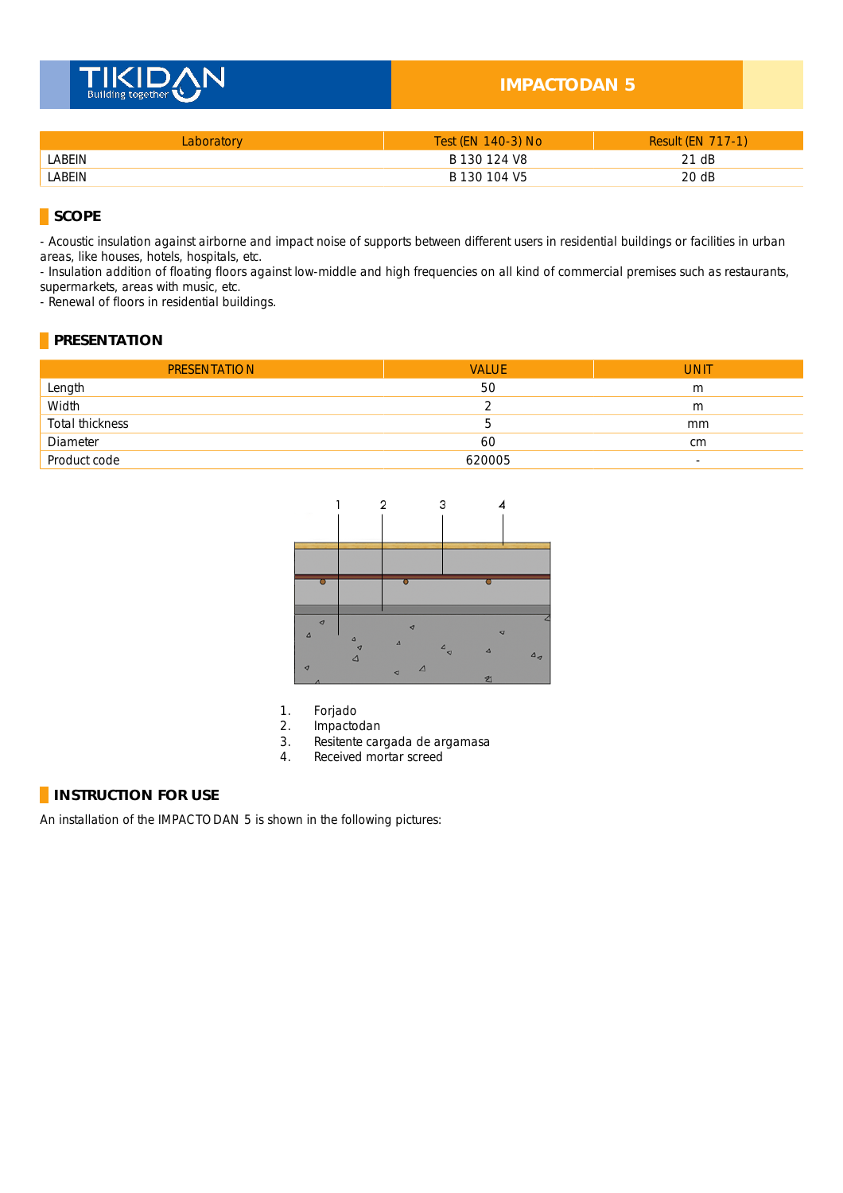| Laboratory | Test (EN 140-3) No | Result (EN 717-1) |
|---|---|---|
| LABEIN | B 130 124 V8 | 21 dB |
| LABEIN | B 130 104 V5 | 20 dB |

## SCOPE

- Acoustic insulation against airborne and impact noise of supports between different users in residential buildings or facilities in urban areas, like houses, hotels, hospitals, etc.
- Insulation addition of floating floors against low-middle and high frequencies on all kind of commercial premises such as restaurants, supermarkets, areas with music, etc.
- Renewal of floors in residential buildings.

## PRESENTATION

| PRESENTATION | VALUE | UNIT |
|---|---|---|
| Length | 50 | m |
| Width | 2 | m |
| Total thickness | 5 | mm |
| Diameter | 60 | cm |
| Product code | 620005 | - |

1. Forjado
2. Impactodan
3. Resitente cargada de argamasa
4. Received mortar screed

## INSTRUCTION FOR USE

An installation of the IMPACTODAN 5 is shown in the following pictures: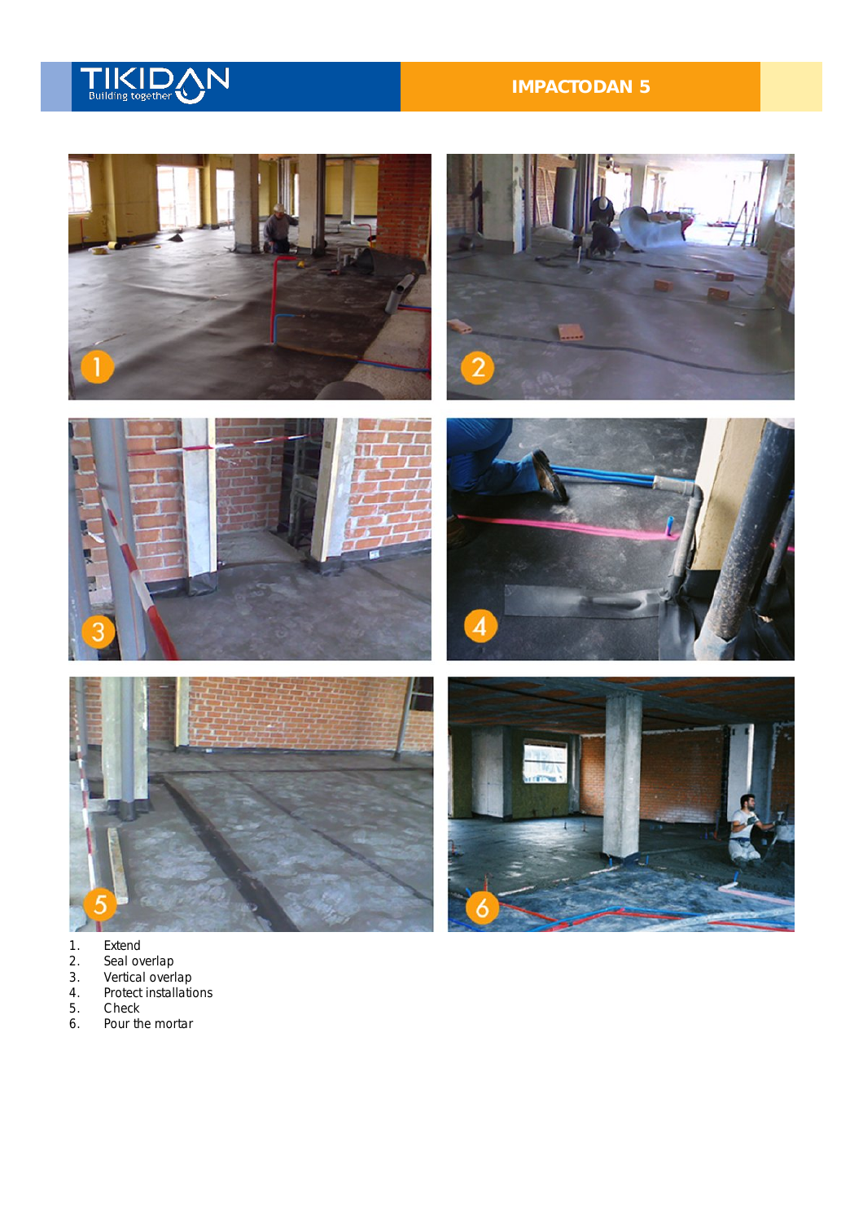1. Extend
2. Seal overlap
3. Vertical overlap
4. Protect installations
5. Check
6. Pour the mortar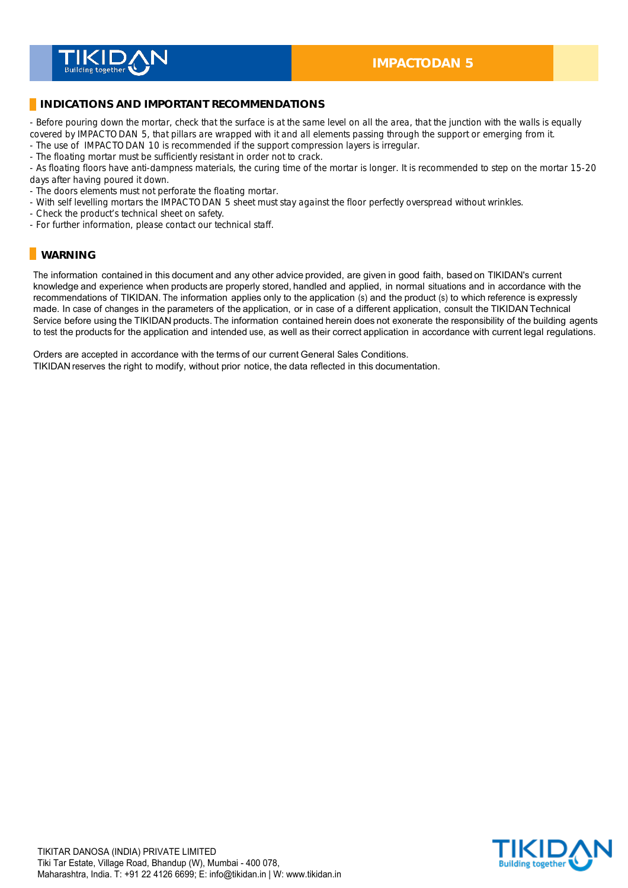## INDICATIONS AND IMPORTANT RECOMMENDATIONS

- Before pouring down the mortar, check that the surface is at the same level on all the area, that the junction with the walls is equally covered by IMPACTODAN 5, that pillars are wrapped with it and all elements passing through the support or emerging from it.
- The use of IMPACTODAN 10 is recommended if the support compression layers is irregular.
- The floating mortar must be sufficiently resistant in order not to crack.
- As floating floors have anti-dampness materials, the curing time of the mortar is longer. It is recommended to step on the mortar 15-20 days after having poured it down.
- The doors elements must not perforate the floating mortar.
- With self levelling mortars the IMPACTODAN 5 sheet must stay against the floor perfectly overspread without wrinkles.
- Check the product's technical sheet on safety.
- For further information, please contact our technical staff.

## WARNING

The information contained in this document and any other advice provided, are given in good faith, based on TIKIDAN's current knowledge and experience when products are properly stored, handled and applied, in normal situations and in accordance with the recommendations of TIKIDAN. The information applies only to the application (s) and the product (s) to which reference is expressly made. In case of changes in the parameters of the application, or in case of a different application, consult the TIKIDAN Technical Service before using the TIKIDAN products. The information contained herein does not exonerate the responsibility of the building agents to test the products for the application and intended use, as well as their correct application in accordance with current legal regulations.

Orders are accepted in accordance with the terms of our current General Sales Conditions.
TIKIDAN reserves the right to modify, without prior notice, the data reflected in this documentation.

TIKITAR DANOSA (INDIA) PRIVATE LIMITED
Tiki Tar Estate, Village Road, Bhandup (W), Mumbai - 400 078,
Maharashtra, India. T: +91 22 4126 6699; E: info@tikidan.in | W: www.tikidan.in